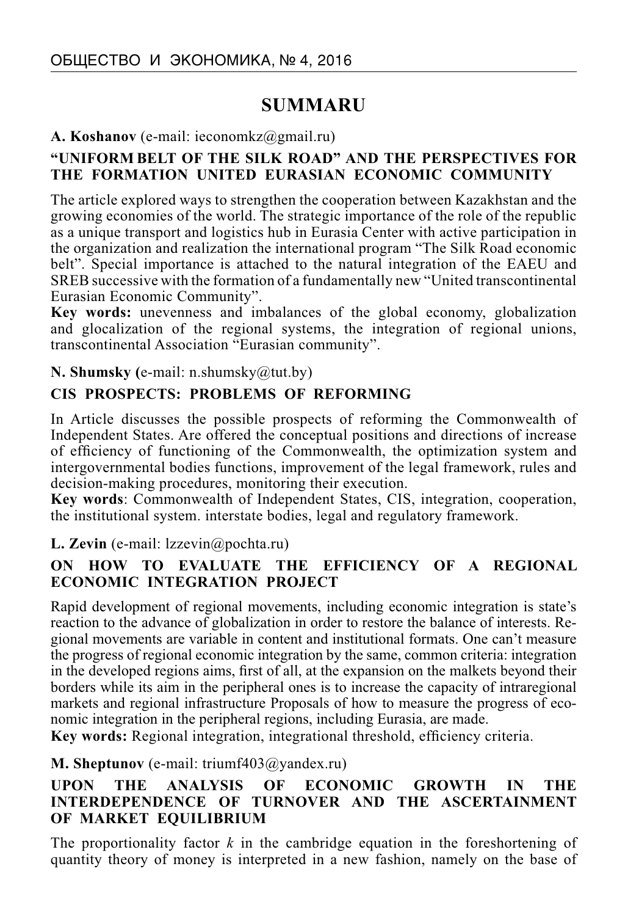# SUMMARU

**A. Koshanov** (e-mail: ieconomkz@gmail.ru)

**"UNIFORM BELT OF THE SILK ROAD" AND THE PERSPECTIVES FOR THE FORMATION UNITED EURASIAN ECONOMIC COMMUNITY**

The article explored ways to strengthen the cooperation between Kazakhstan and the growing economies of the world. The strategic importance of the role of the republic as a unique transport and logistics hub in Eurasia Center with active participation in the organization and realization the international program "The Silk Road economic belt". Special importance is attached to the natural integration of the EAEU and SREB successive with the formation of a fundamentally new "United transcontinental Eurasian Economic Community".

**Key words:** unevenness and imbalances of the global economy, globalization and glocalization of the regional systems, the integration of regional unions, transcontinental Association "Eurasian community".

**N. Shumsky (**e-mail: n.shumsky@tut.by)

**CIS PROSPECTS: PROBLEMS OF REFORMING**

In Article discusses the possible prospects of reforming the Commonwealth of Independent States. Are offered the conceptual positions and directions of increase of efficiency of functioning of the Commonwealth, the optimization system and intergovernmental bodies functions, improvement of the legal framework, rules and decision-making procedures, monitoring their execution.

**Key words**: Commonwealth of Independent States, CIS, integration, cooperation, the institutional system. interstate bodies, legal and regulatory framework.

**L. Zevin** (e-mail: lzzevin@pochta.ru)

**ON HOW TO EVALUATE THE EFFICIENCY OF A REGIONAL ECONOMIC INTEGRATION PROJECT**

Rapid development of regional movements, including economic integration is state's reaction to the advance of globalization in order to restore the balance of interests. Regional movements are variable in content and institutional formats. One can't measure the progress of regional economic integration by the same, common criteria: integration in the developed regions aims, first of all, at the expansion on the malkets beyond their borders while its aim in the peripheral ones is to increase the capacity of intraregional markets and regional infrastructure Proposals of how to measure the progress of economic integration in the peripheral regions, including Eurasia, are made.

**Key words:** Regional integration, integrational threshold, efficiency criteria.

**M. Sheptunov** (e-mail: triumf403@yandex.ru)

**UPON THE ANALYSIS OF ECONOMIC GROWTH IN THE INTERDEPENDENCE OF TURNOVER AND THE ASCERTAINMENT OF MARKET EQUILIBRIUM**

The proportionality factor $k$ in the cambridge equation in the foreshortening of quantity theory of money is interpreted in a new fashion, namely on the base of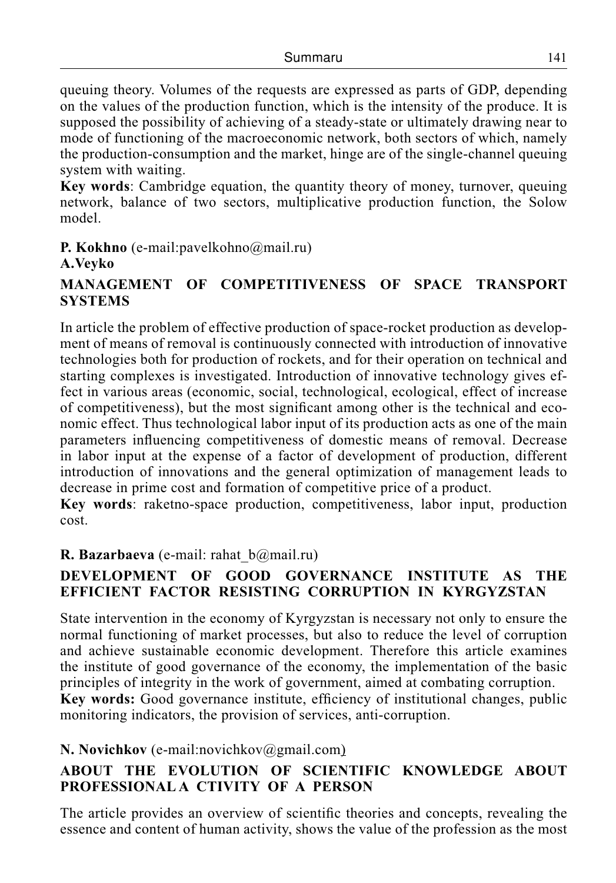queuing theory. Volumes of the requests are expressed as parts of GDP, depending on the values of the production function, which is the intensity of the produce. It is supposed the possibility of achieving of a steady-state or ultimately drawing near to mode of functioning of the macroeconomic network, both sectors of which, namely the production-consumption and the market, hinge are of the single-channel queuing system with waiting.

**Key words**: Cambridge equation, the quantity theory of money, turnover, queuing network, balance of two sectors, multiplicative production function, the Solow model.

**P. Kokhno** (e-mail:pavelkohno@mail.ru)
**A.Veyko**

## MANAGEMENT OF COMPETITIVENESS OF SPACE TRANSPORT SYSTEMS

In article the problem of effective production of space-rocket production as development of means of removal is continuously connected with introduction of innovative technologies both for production of rockets, and for their operation on technical and starting complexes is investigated. Introduction of innovative technology gives effect in various areas (economic, social, technological, ecological, effect of increase of competitiveness), but the most significant among other is the technical and economic effect. Thus technological labor input of its production acts as one of the main parameters influencing competitiveness of domestic means of removal. Decrease in labor input at the expense of a factor of development of production, different introduction of innovations and the general optimization of management leads to decrease in prime cost and formation of competitive price of a product.

**Key words**: raketno-space production, competitiveness, labor input, production cost.

**R. Bazarbaeva** (e-mail: rahat_b@mail.ru)

## DEVELOPMENT OF GOOD GOVERNANCE INSTITUTE AS THE EFFICIENT FACTOR RESISTING CORRUPTION IN KYRGYZSTAN

State intervention in the economy of Kyrgyzstan is necessary not only to ensure the normal functioning of market processes, but also to reduce the level of corruption and achieve sustainable economic development. Therefore this article examines the institute of good governance of the economy, the implementation of the basic principles of integrity in the work of government, aimed at combating corruption.

**Key words:** Good governance institute, efficiency of institutional changes, public monitoring indicators, the provision of services, anti-corruption.

**N. Novichkov** (e-mail:novichkov@gmail.com)

## ABOUT THE EVOLUTION OF SCIENTIFIC KNOWLEDGE ABOUT PROFESSIONAL A CTIVITY OF A PERSON

The article provides an overview of scientific theories and concepts, revealing the essence and content of human activity, shows the value of the profession as the most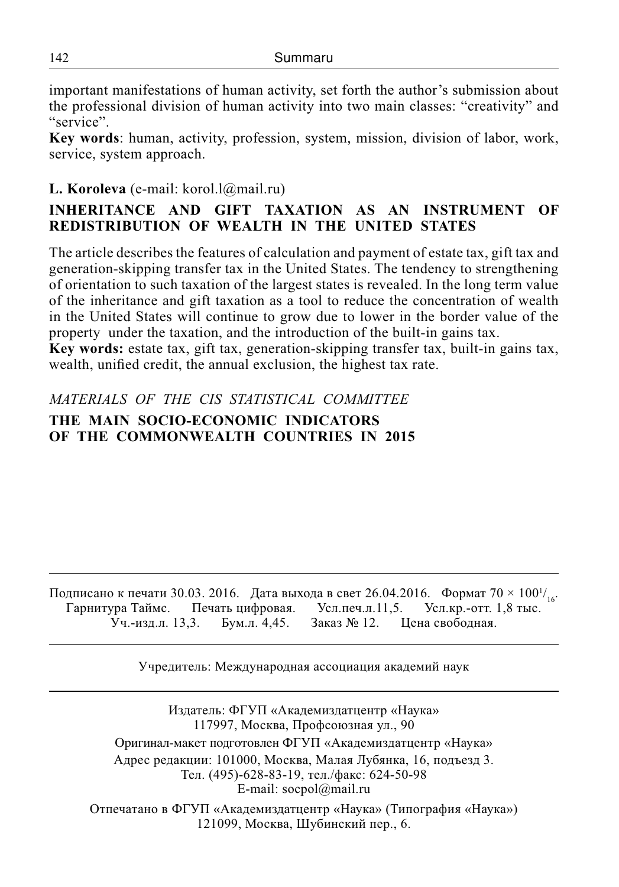important manifestations of human activity, set forth the author's submission about the professional division of human activity into two main classes: "creativity" and "service".

**Key words**: human, activity, profession, system, mission, division of labor, work, service, system approach.

**L. Koroleva** (e-mail: korol.l@mail.ru)

## INHERITANCE AND GIFT TAXATION AS AN INSTRUMENT OF REDISTRIBUTION OF WEALTH IN THE UNITED STATES

The article describes the features of calculation and payment of estate tax, gift tax and generation-skipping transfer tax in the United States. The tendency to strengthening of orientation to such taxation of the largest states is revealed. In the long term value of the inheritance and gift taxation as a tool to reduce the concentration of wealth in the United States will continue to grow due to lower in the border value of the property under the taxation, and the introduction of the built-in gains tax.

**Key words:** estate tax, gift tax, generation-skipping transfer tax, built-in gains tax, wealth, unified credit, the annual exclusion, the highest tax rate.

*MATERIALS OF THE CIS STATISTICAL COMMITTEE*

## THE MAIN SOCIO-ECONOMIC INDICATORS OF THE COMMONWEALTH COUNTRIES IN 2015

---

Подписано к печати 30.03. 2016. Дата выхода в свет 26.04.2016. Формат $70 \times 100^{1}/_{16}$.
Гарнитура Таймс. Печать цифровая. Усл.печ.л.11,5. Усл.кр.-отт. 1,8 тыс.
Уч.-изд.л. 13,3. Бум.л. 4,45. Заказ № 12. Цена свободная.

---

Учредитель: Международная ассоциация академий наук

---

Издатель: ФГУП «Академиздатцентр «Наука»
117997, Москва, Профсоюзная ул., 90

Оригинал-макет подготовлен ФГУП «Академиздатцентр «Наука»

Адрес редакции: 101000, Москва, Малая Лубянка, 16, подъезд 3.
Тел. (495)-628-83-19, тел./факс: 624-50-98
E-mail: socpol@mail.ru

Отпечатано в ФГУП «Академиздатцентр «Наука» (Типография «Наука»)
121099, Москва, Шубинский пер., 6.